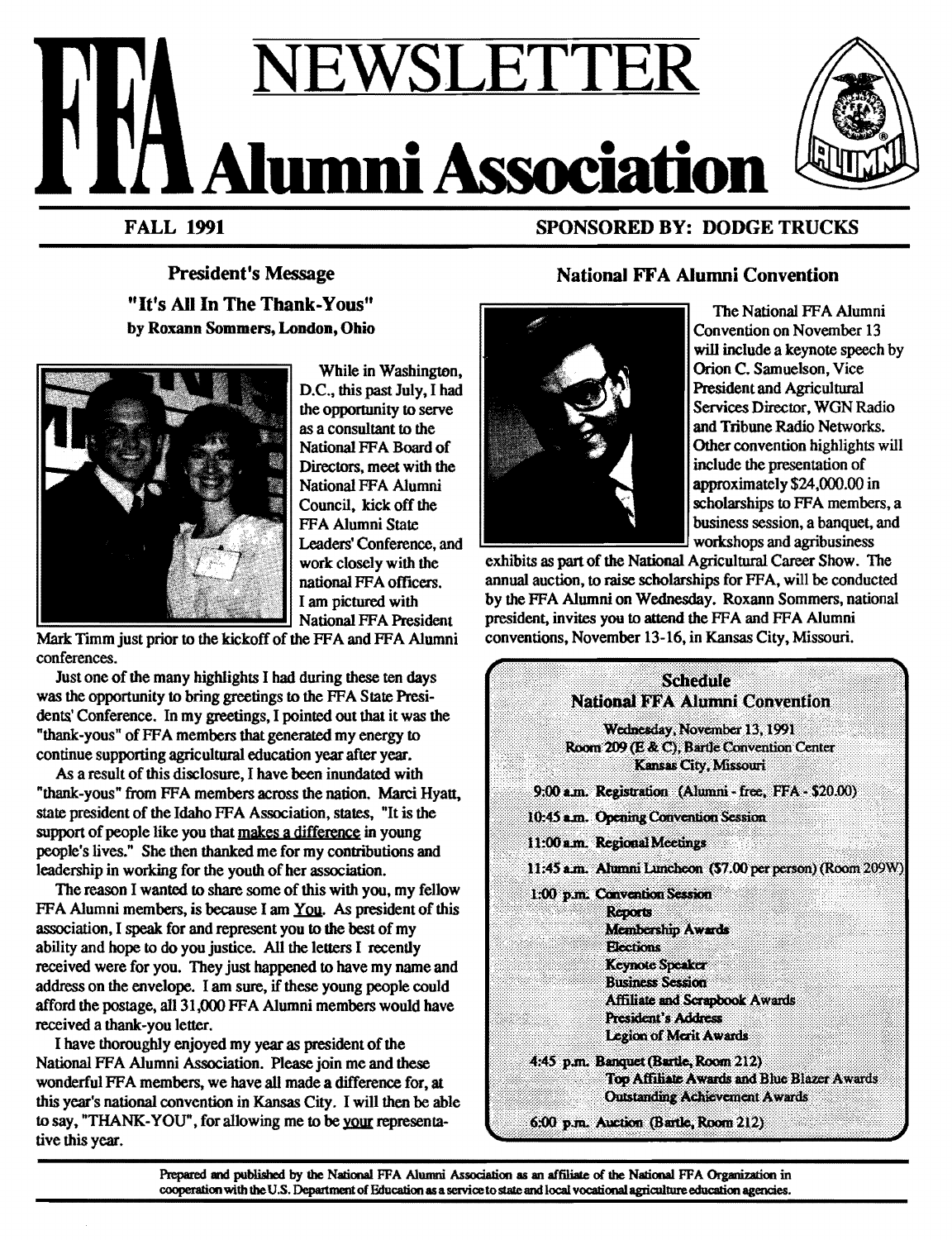# FFA NEWSLETTER Alumni Association

**FALL 1991** **SPONSORED BY: DODGE TRUCKS**

## President's Message

### "It's All In The Thank-Yous"

**by Roxann Sommers, London, Ohio**

While in Washington, D.C., this past July, I had the opportunity to serve as a consultant to the National FFA Board of Directors, meet with the National FFA Alumni Council, kick off the FFA Alumni State Leaders' Conference, and work closely with the national FFA officers. I am pictured with National FFA President Mark Timm just prior to the kickoff of the FFA and FFA Alumni conferences.

Just one of the many highlights I had during these ten days was the opportunity to bring greetings to the FFA State Presidents' Conference. In my greetings, I pointed out that it was the "thank-yous" of FFA members that generated my energy to continue supporting agricultural education year after year.

As a result of this disclosure, I have been inundated with "thank-yous" from FFA members across the nation. Marci Hyatt, state president of the Idaho FFA Association, states, "It is the support of people like you that makes a difference in young people's lives." She then thanked me for my contributions and leadership in working for the youth of her association.

The reason I wanted to share some of this with you, my fellow FFA Alumni members, is because I am You. As president of this association, I speak for and represent you to the best of my ability and hope to do you justice. All the letters I recently received were for you. They just happened to have my name and address on the envelope. I am sure, if these young people could afford the postage, all 31,000 FFA Alumni members would have received a thank-you letter.

I have thoroughly enjoyed my year as president of the National FFA Alumni Association. Please join me and these wonderful FFA members, we have all made a difference for, at this year's national convention in Kansas City. I will then be able to say, "THANK-YOU", for allowing me to be your representative this year.

## National FFA Alumni Convention

The National FFA Alumni Convention on November 13 will include a keynote speech by Orion C. Samuelson, Vice President and Agricultural Services Director, WGN Radio and Tribune Radio Networks. Other convention highlights will include the presentation of approximately $24,000.00 in scholarships to FFA members, a business session, a banquet, and workshops and agribusiness exhibits as part of the National Agricultural Career Show. The annual auction, to raise scholarships for FFA, will be conducted by the FFA Alumni on Wednesday. Roxann Sommers, national president, invites you to attend the FFA and FFA Alumni conventions, November 13-16, in Kansas City, Missouri.

### Schedule
### National FFA Alumni Convention

Wednesday, November 13, 1991
Room 209 (E & C), Bartle Convention Center
Kansas City, Missouri

- 9:00 a.m. Registration (Alumni - free, FFA - $20.00)
- 10:45 a.m. Opening Convention Session
- 11:00 a.m. Regional Meetings
- 11:45 a.m. Alumni Luncheon ($7.00 per person) (Room 209W)
- 1:00 p.m. Convention Session
  - Reports
  - Membership Awards
  - Elections
  - Keynote Speaker
  - Business Session
  - Affiliate and Scrapbook Awards
  - President's Address
  - Legion of Merit Awards
- 4:45 p.m. Banquet (Bartle, Room 212)
  - Top Affiliate Awards and Blue Blazer Awards
  - Outstanding Achievement Awards
- 6:00 p.m. Auction (Bartle, Room 212)

Prepared and published by the National FFA Alumni Association as an affiliate of the National FFA Organization in cooperation with the U.S. Department of Education as a service to state and local vocational agriculture education agencies.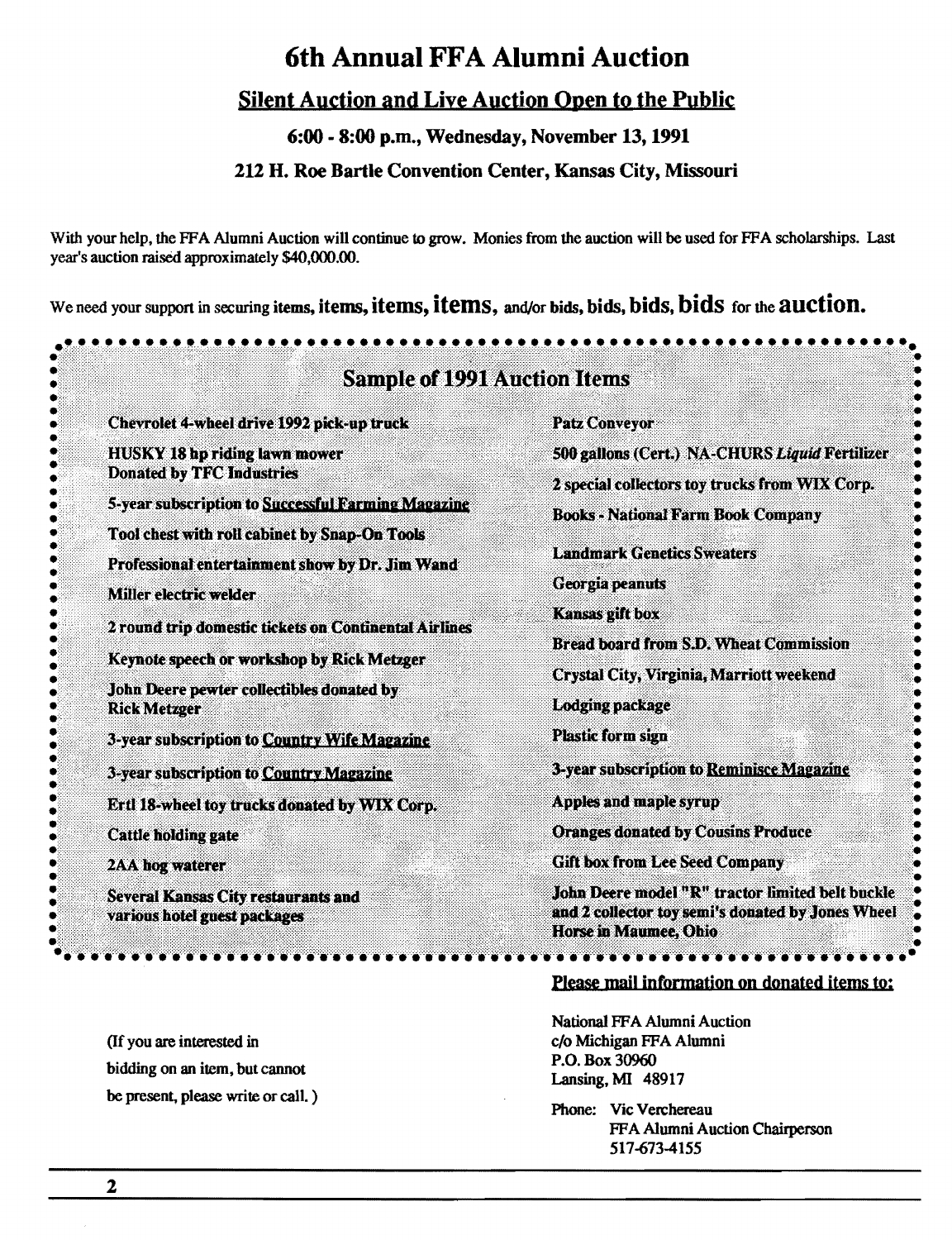# 6th Annual FFA Alumni Auction

## Silent Auction and Live Auction Open to the Public

### 6:00 - 8:00 p.m., Wednesday, November 13, 1991

### 212 H. Roe Bartle Convention Center, Kansas City, Missouri

With your help, the FFA Alumni Auction will continue to grow. Monies from the auction will be used for FFA scholarships. Last year's auction raised approximately $40,000.00.

We need your support in securing items, items, items, **items**, and/or bids, bids, bids, **bids** for the **auction.**

## Sample of 1991 Auction Items

- Chevrolet 4-wheel drive 1992 pick-up truck
- HUSKY 18 hp riding lawn mower Donated by TFC Industries
- 5-year subscription to Successful Farming Magazine
- Tool chest with roll cabinet by Snap-On Tools
- Professional entertainment show by Dr. Jim Wand
- Miller electric welder
- 2 round trip domestic tickets on Continental Airlines
- Keynote speech or workshop by Rick Metzger
- John Deere pewter collectibles donated by Rick Metzger
- 3-year subscription to Country Wife Magazine
- 3-year subscription to Country Magazine
- Ertl 18-wheel toy trucks donated by WIX Corp.
- Cattle holding gate
- 2AA hog waterer
- Several Kansas City restaurants and various hotel guest packages
- Patz Conveyor
- 500 gallons (Cert.) NA-CHURS *Liquid* Fertilizer
- 2 special collectors toy trucks from WIX Corp.
- Books - National Farm Book Company
- Landmark Genetics Sweaters
- Georgia peanuts
- Kansas gift box
- Bread board from S.D. Wheat Commission
- Crystal City, Virginia, Marriott weekend
- Lodging package
- Plastic form sign
- 3-year subscription to Reminisce Magazine
- Apples and maple syrup
- Oranges donated by Cousins Produce
- Gift box from Lee Seed Company
- John Deere model "R" tractor limited belt buckle and 2 collector toy semi's donated by Jones Wheel Horse in Maumee, Ohio

(If you are interested in bidding on an item, but cannot be present, please write or call.)

**Please mail information on donated items to:**

National FFA Alumni Auction
c/o Michigan FFA Alumni
P.O. Box 30960
Lansing, MI 48917

Phone: Vic Verchereau
FFA Alumni Auction Chairperson
517-673-4155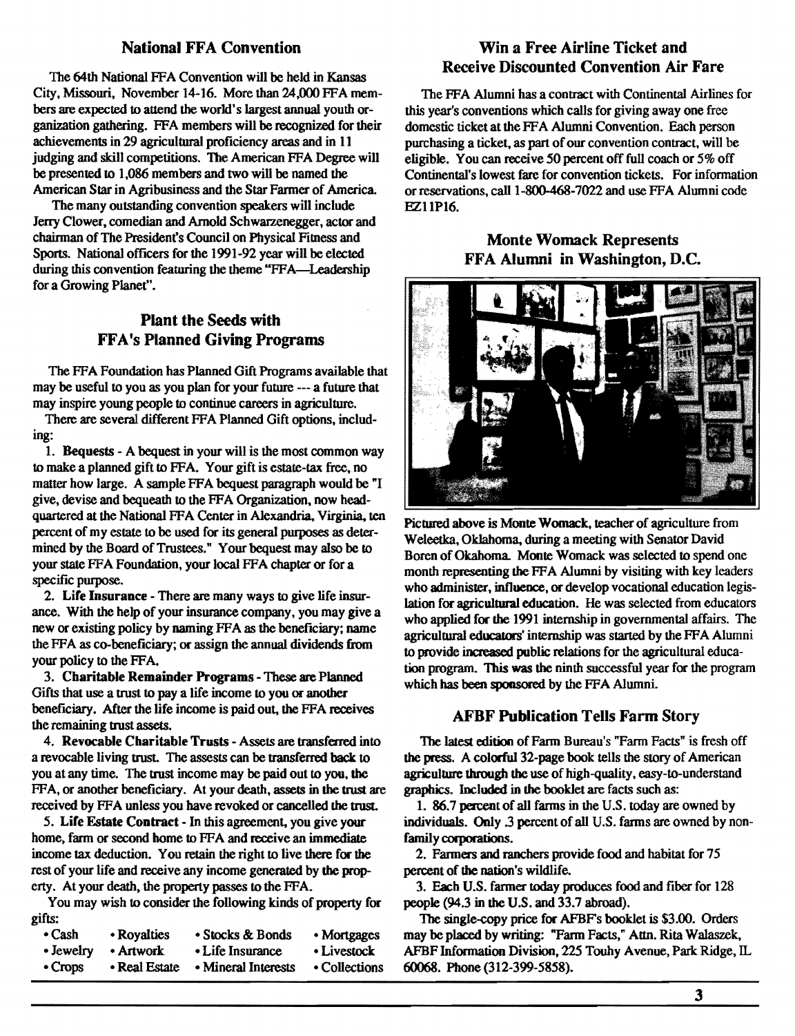## National FFA Convention

The 64th National FFA Convention will be held in Kansas City, Missouri, November 14-16. More than 24,000 FFA members are expected to attend the world's largest annual youth organization gathering. FFA members will be recognized for their achievements in 29 agricultural proficiency areas and in 11 judging and skill competitions. The American FFA Degree will be presented to 1,086 members and two will be named the American Star in Agribusiness and the Star Farmer of America.

The many outstanding convention speakers will include Jerry Clower, comedian and Arnold Schwarzenegger, actor and chairman of The President's Council on Physical Fitness and Sports. National officers for the 1991-92 year will be elected during this convention featuring the theme "FFA—Leadership for a Growing Planet".

## Plant the Seeds with FFA's Planned Giving Programs

The FFA Foundation has Planned Gift Programs available that may be useful to you as you plan for your future --- a future that may inspire young people to continue careers in agriculture.

There are several different FFA Planned Gift options, including:

1. **Bequests** - A bequest in your will is the most common way to make a planned gift to FFA. Your gift is estate-tax free, no matter how large. A sample FFA bequest paragraph would be "I give, devise and bequeath to the FFA Organization, now headquartered at the National FFA Center in Alexandria, Virginia, ten percent of my estate to be used for its general purposes as determined by the Board of Trustees." Your bequest may also be to your state FFA Foundation, your local FFA chapter or for a specific purpose.

2. **Life Insurance** - There are many ways to give life insurance. With the help of your insurance company, you may give a new or existing policy by naming FFA as the beneficiary; name the FFA as co-beneficiary; or assign the annual dividends from your policy to the FFA.

3. **Charitable Remainder Programs** - These are Planned Gifts that use a trust to pay a life income to you or another beneficiary. After the life income is paid out, the FFA receives the remaining trust assets.

4. **Revocable Charitable Trusts** - Assets are transferred into a revocable living trust. The assets can be transferred back to you at any time. The trust income may be paid out to you, the FFA, or another beneficiary. At your death, assets in the trust are received by FFA unless you have revoked or cancelled the trust.

5. **Life Estate Contract** - In this agreement, you give your home, farm or second home to FFA and receive an immediate income tax deduction. You retain the right to live there for the rest of your life and receive any income generated by the property. At your death, the property passes to the FFA.

You may wish to consider the following kinds of property for gifts:

| | | | |
|---|---|---|---|
| • Cash | • Royalties | • Stocks & Bonds | • Mortgages |
| • Jewelry | • Artwork | • Life Insurance | • Livestock |
| • Crops | • Real Estate | • Mineral Interests | • Collections |

## Win a Free Airline Ticket and Receive Discounted Convention Air Fare

The FFA Alumni has a contract with Continental Airlines for this year's conventions which calls for giving away one free domestic ticket at the FFA Alumni Convention. Each person purchasing a ticket, as part of our convention contract, will be eligible. You can receive 50 percent off full coach or 5% off Continental's lowest fare for convention tickets. For information or reservations, call 1-800-468-7022 and use FFA Alumni code EZ11P16.

## Monte Womack Represents FFA Alumni in Washington, D.C.

Pictured above is Monte Womack, teacher of agriculture from Weleetka, Oklahoma, during a meeting with Senator David Boren of Okahoma. Monte Womack was selected to spend one month representing the FFA Alumni by visiting with key leaders who administer, influence, or develop vocational education legislation for agricultural education. He was selected from educators who applied for the 1991 internship in governmental affairs. The agricultural educators' internship was started by the FFA Alumni to provide increased public relations for the agricultural education program. This was the ninth successful year for the program which has been sponsored by the FFA Alumni.

## AFBF Publication Tells Farm Story

The latest edition of Farm Bureau's "Farm Facts" is fresh off the press. A colorful 32-page book tells the story of American agriculture through the use of high-quality, easy-to-understand graphics. Included in the booklet are facts such as:

1. 86.7 percent of all farms in the U.S. today are owned by individuals. Only .3 percent of all U.S. farms are owned by non-family corporations.

2. Farmers and ranchers provide food and habitat for 75 percent of the nation's wildlife.

3. Each U.S. farmer today produces food and fiber for 128 people (94.3 in the U.S. and 33.7 abroad).

The single-copy price for AFBF's booklet is $3.00. Orders may be placed by writing: "Farm Facts," Attn. Rita Walaszek, AFBF Information Division, 225 Touhy Avenue, Park Ridge, IL 60068. Phone (312-399-5858).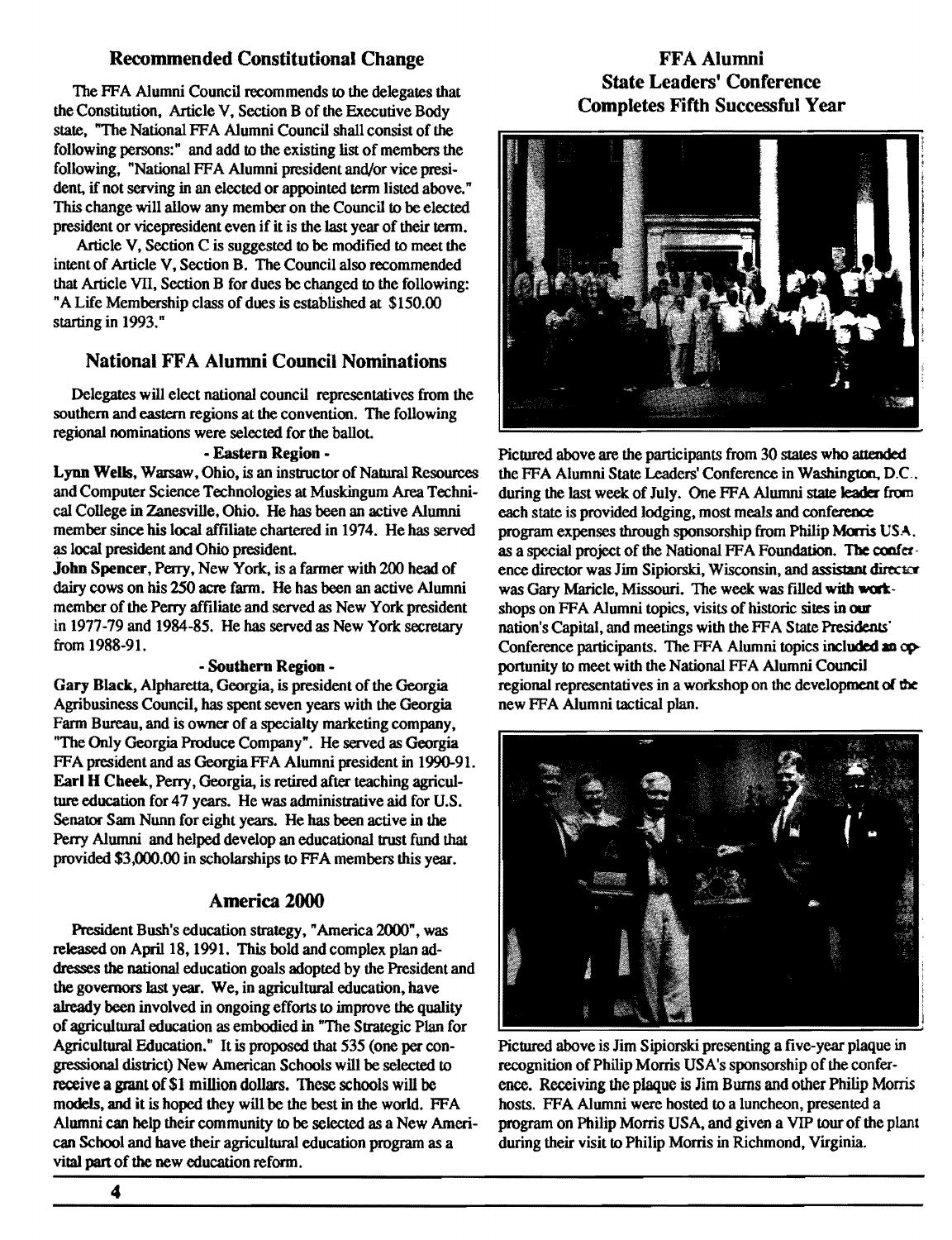## Recommended Constitutional Change

The FFA Alumni Council recommends to the delegates that the Constitution, Article V, Section B of the Executive Body state, "The National FFA Alumni Council shall consist of the following persons:" and add to the existing list of members the following, "National FFA Alumni president and/or vice president, if not serving in an elected or appointed term listed above." This change will allow any member on the Council to be elected president or vicepresident even if it is the last year of their term.

Article V, Section C is suggested to be modified to meet the intent of Article V, Section B. The Council also recommended that Article VII, Section B for dues be changed to the following: "A Life Membership class of dues is established at $150.00 starting in 1993."

## National FFA Alumni Council Nominations

Delegates will elect national council representatives from the southern and eastern regions at the convention. The following regional nominations were selected for the ballot.

**- Eastern Region -**

**Lynn Wells**, Warsaw, Ohio, is an instructor of Natural Resources and Computer Science Technologies at Muskingum Area Technical College in Zanesville, Ohio. He has been an active Alumni member since his local affiliate chartered in 1974. He has served as local president and Ohio president.

**John Spencer**, Perry, New York, is a farmer with 200 head of dairy cows on his 250 acre farm. He has been an active Alumni member of the Perry affiliate and served as New York president in 1977-79 and 1984-85. He has served as New York secretary from 1988-91.

**- Southern Region -**

**Gary Black**, Alpharetta, Georgia, is president of the Georgia Agribusiness Council, has spent seven years with the Georgia Farm Bureau, and is owner of a specialty marketing company, "The Only Georgia Produce Company". He served as Georgia FFA president and as Georgia FFA Alumni president in 1990-91.

**Earl H Cheek**, Perry, Georgia, is retired after teaching agriculture education for 47 years. He was administrative aid for U.S. Senator Sam Nunn for eight years. He has been active in the Perry Alumni and helped develop an educational trust fund that provided $3,000.00 in scholarships to FFA members this year.

## America 2000

President Bush's education strategy, "America 2000", was released on April 18, 1991. This bold and complex plan addresses the national education goals adopted by the President and the governors last year. We, in agricultural education, have already been involved in ongoing efforts to improve the quality of agricultural education as embodied in "The Strategic Plan for Agricultural Education." It is proposed that 535 (one per congressional district) New American Schools will be selected to receive a grant of $1 million dollars. These schools will be models, and it is hoped they will be the best in the world. FFA Alumni can help their community to be selected as a New American School and have their agricultural education program as a vital part of the new education reform.

## FFA Alumni State Leaders' Conference Completes Fifth Successful Year

Pictured above are the participants from 30 states who attended the FFA Alumni State Leaders' Conference in Washington, D.C., during the last week of July. One FFA Alumni state leader from each state is provided lodging, most meals and conference program expenses through sponsorship from Philip Morris USA, as a special project of the National FFA Foundation. The conference director was Jim Sipiorski, Wisconsin, and assistant director was Gary Maricle, Missouri. The week was filled with workshops on FFA Alumni topics, visits of historic sites in our nation's Capital, and meetings with the FFA State Presidents' Conference participants. The FFA Alumni topics included an opportunity to meet with the National FFA Alumni Council regional representatives in a workshop on the development of the new FFA Alumni tactical plan.

Pictured above is Jim Sipiorski presenting a five-year plaque in recognition of Philip Morris USA's sponsorship of the conference. Receiving the plaque is Jim Burns and other Philip Morris hosts. FFA Alumni were hosted to a luncheon, presented a program on Philip Morris USA, and given a VIP tour of the plant during their visit to Philip Morris in Richmond, Virginia.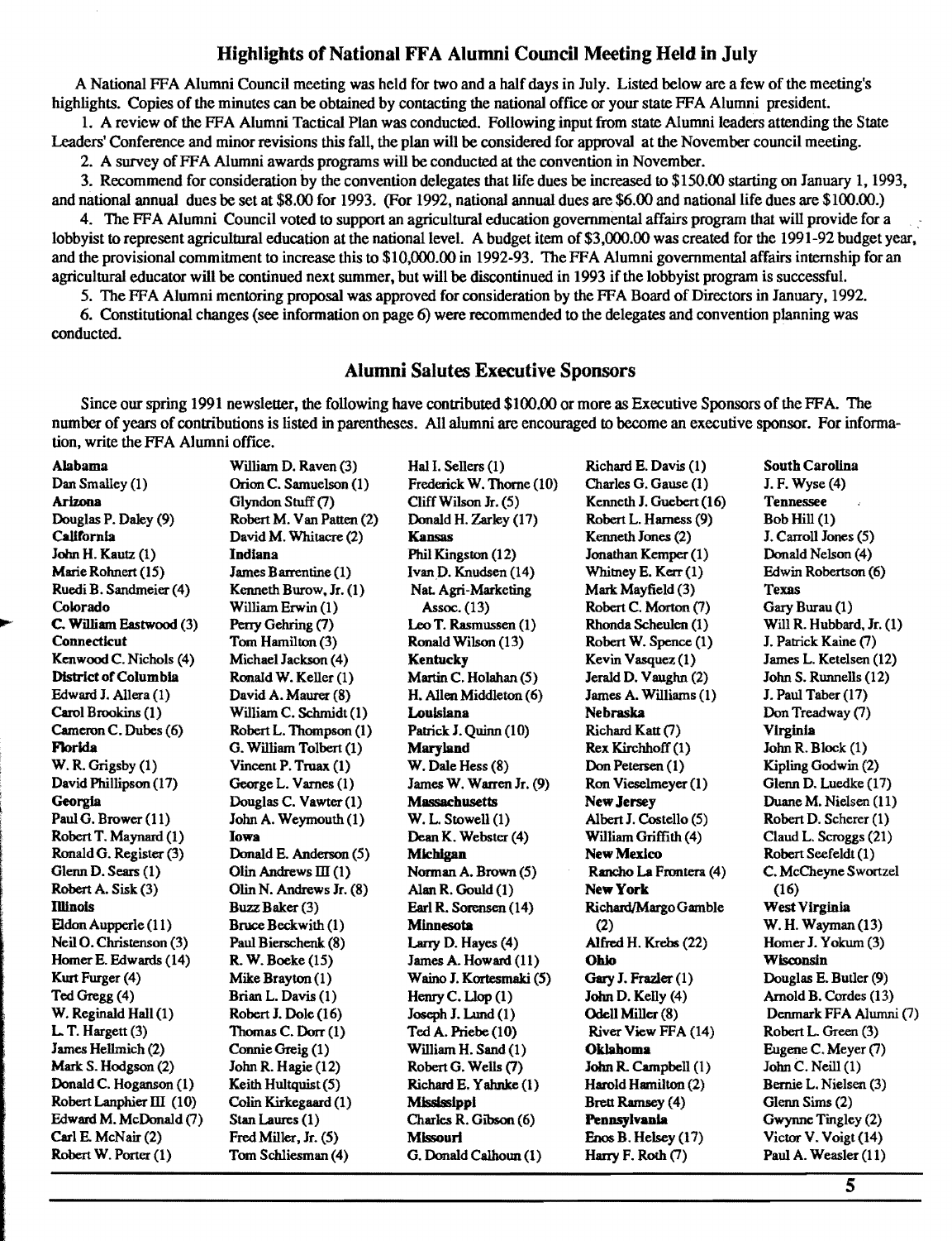## Highlights of National FFA Alumni Council Meeting Held in July

A National FFA Alumni Council meeting was held for two and a half days in July. Listed below are a few of the meeting's highlights. Copies of the minutes can be obtained by contacting the national office or your state FFA Alumni president.

1. A review of the FFA Alumni Tactical Plan was conducted. Following input from state Alumni leaders attending the State Leaders' Conference and minor revisions this fall, the plan will be considered for approval at the November council meeting.

2. A survey of FFA Alumni awards programs will be conducted at the convention in November.

3. Recommend for consideration by the convention delegates that life dues be increased to $150.00 starting on January 1, 1993, and national annual dues be set at $8.00 for 1993. (For 1992, national annual dues are $6.00 and national life dues are $100.00.)

4. The FFA Alumni Council voted to support an agricultural education governmental affairs program that will provide for a lobbyist to represent agricultural education at the national level. A budget item of $3,000.00 was created for the 1991-92 budget year, and the provisional commitment to increase this to $10,000.00 in 1992-93. The FFA Alumni governmental affairs internship for an agricultural educator will be continued next summer, but will be discontinued in 1993 if the lobbyist program is successful.

5. The FFA Alumni mentoring proposal was approved for consideration by the FFA Board of Directors in January, 1992.

6. Constitutional changes (see information on page 6) were recommended to the delegates and convention planning was conducted.

## Alumni Salutes Executive Sponsors

Since our spring 1991 newsletter, the following have contributed $100.00 or more as Executive Sponsors of the FFA. The number of years of contributions is listed in parentheses. All alumni are encouraged to become an executive sponsor. For information, write the FFA Alumni office.

**Alabama**
Dan Smalley (1)

**Arizona**
Douglas P. Daley (9)

**California**
John H. Kautz (1)
Marie Rohnert (15)
Ruedi B. Sandmeier (4)

**Colorado**
C. William Eastwood (3)

**Connecticut**
Kenwood C. Nichols (4)

**District of Columbia**
Edward J. Allera (1)
Carol Brookins (1)
Cameron C. Dubes (6)

**Florida**
W. R. Grigsby (1)
David Phillipson (17)

**Georgia**
Paul G. Brower (11)
Robert T. Maynard (1)
Ronald G. Register (3)
Glenn D. Sears (1)
Robert A. Sisk (3)

**Illinois**
Eldon Aupperle (11)
Neil O. Christenson (3)
Homer E. Edwards (14)
Kurt Furger (4)
Ted Gregg (4)
W. Reginald Hall (1)
L. T. Hargett (3)
James Hellmich (2)
Mark S. Hodgson (2)
Donald C. Hoganson (1)
Robert Lanphier III (10)
Edward M. McDonald (7)
Carl E. McNair (2)
Robert W. Porter (1)
William D. Raven (3)
Orion C. Samuelson (1)
Glyndon Stuff (7)
Robert M. Van Patten (2)
David M. Whitacre (2)

**Indiana**
James Barrentine (1)
Kenneth Burow, Jr. (1)
William Erwin (1)
Perry Gehring (7)
Tom Hamilton (3)
Michael Jackson (4)
Ronald W. Keller (1)
David A. Maurer (8)
William C. Schmidt (1)
Robert L. Thompson (1)
G. William Tolbert (1)
Vincent P. Truax (1)
George L. Varnes (1)
Douglas C. Vawter (1)
John A. Weymouth (1)

**Iowa**
Donald E. Anderson (5)
Olin Andrews III (1)
Olin N. Andrews Jr. (8)
Buzz Baker (3)
Bruce Beckwith (1)
Paul Bierschenk (8)
R. W. Boeke (15)
Mike Brayton (1)
Brian L. Davis (1)
Robert J. Dole (16)
Thomas C. Dorr (1)
Connie Greig (1)
John R. Hagie (12)
Keith Hultquist (5)
Colin Kirkegaard (1)
Stan Laures (1)
Fred Miller, Jr. (5)
Tom Schliesman (4)
Hal I. Sellers (1)
Frederick W. Thorne (10)
Cliff Wilson Jr. (5)
Donald H. Zarley (17)

**Kansas**
Phil Kingston (12)
Ivan D. Knudsen (14)
Nat. Agri-Marketing Assoc. (13)
Leo T. Rasmussen (1)
Ronald Wilson (13)

**Kentucky**
Martin C. Holahan (5)
H. Allen Middleton (6)

**Louisiana**
Patrick J. Quinn (10)

**Maryland**
W. Dale Hess (8)
James W. Warren Jr. (9)

**Massachusetts**
W. L. Stowell (1)
Dean K. Webster (4)

**Michigan**
Norman A. Brown (5)
Alan R. Gould (1)
Earl R. Sorensen (14)

**Minnesota**
Larry D. Hayes (4)
James A. Howard (11)
Waino J. Kortesmaki (5)
Henry C. Llop (1)
Joseph J. Lund (1)
Ted A. Priebe (10)
William H. Sand (1)
Robert G. Wells (7)
Richard E. Yahnke (1)

**Mississippi**
Charles R. Gibson (6)

**Missouri**
G. Donald Calhoun (1)
Richard E. Davis (1)
Charles G. Gause (1)
Kenneth J. Guebert (16)
Robert L. Harness (9)
Kenneth Jones (2)
Jonathan Kemper (1)
Whitney E. Kerr (1)
Mark Mayfield (3)
Robert C. Morton (7)
Rhonda Scheulen (1)
Robert W. Spence (1)
Kevin Vasquez (1)
Jerald D. Vaughn (2)
James A. Williams (1)

**Nebraska**
Richard Katt (7)
Rex Kirchhoff (1)
Don Petersen (1)
Ron Vieselmeyer (1)

**New Jersey**
Albert J. Costello (5)
William Griffith (4)

**New Mexico**
Rancho La Frontera (4)

**New York**
Richard/Margo Gamble (2)
Alfred H. Krebs (22)

**Ohio**
Gary J. Frazier (1)
John D. Kelly (4)
Odell Miller (8)
River View FFA (14)

**Oklahoma**
John R. Campbell (1)
Harold Hamilton (2)
Brett Ramsey (4)

**Pennsylvania**
Enos B. Helsey (17)
Harry F. Roth (7)

**South Carolina**
J. F. Wyse (4)

**Tennessee**
Bob Hill (1)
J. Carroll Jones (5)
Donald Nelson (4)
Edwin Robertson (6)

**Texas**
Gary Burau (1)
Will R. Hubbard, Jr. (1)
J. Patrick Kaine (7)
James L. Ketelsen (12)
John S. Runnells (12)
J. Paul Taber (17)
Don Treadway (7)

**Virginia**
John R. Block (1)
Kipling Godwin (2)
Glenn D. Luedke (17)
Duane M. Nielsen (11)
Robert D. Scherer (1)
Claud L. Scroggs (21)
Robert Seefeldt (1)
C. McCheyne Swortzel (16)

**West Virginia**
W. H. Wayman (13)
Homer J. Yokum (3)

**Wisconsin**
Douglas E. Butler (9)
Arnold B. Cordes (13)
Denmark FFA Alumni (7)
Robert L. Green (3)
Eugene C. Meyer (7)
John C. Neill (1)
Bernie L. Nielsen (3)
Glenn Sims (2)
Gwynne Tingley (2)
Victor V. Voigt (14)
Paul A. Weasler (11)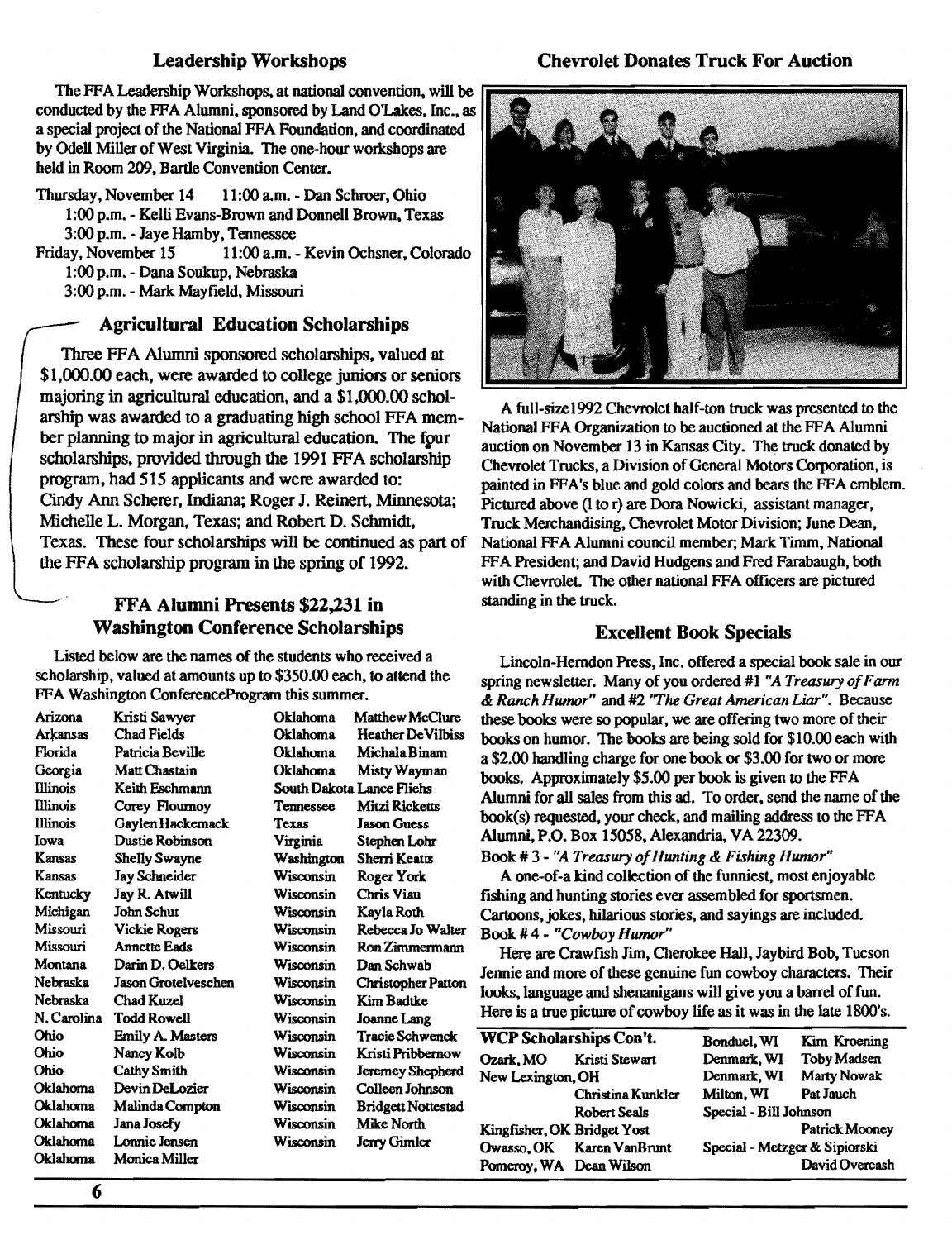## Leadership Workshops

The FFA Leadership Workshops, at national convention, will be conducted by the FFA Alumni, sponsored by Land O'Lakes, Inc., as a special project of the National FFA Foundation, and coordinated by Odell Miller of West Virginia. The one-hour workshops are held in Room 209, Bartle Convention Center.

Thursday, November 14 — 11:00 a.m. - Dan Schroer, Ohio
1:00 p.m. - Kelli Evans-Brown and Donnell Brown, Texas
3:00 p.m. - Jaye Hamby, Tennessee

Friday, November 15 — 11:00 a.m. - Kevin Ochsner, Colorado
1:00 p.m. - Dana Soukup, Nebraska
3:00 p.m. - Mark Mayfield, Missouri

## Agricultural Education Scholarships

Three FFA Alumni sponsored scholarships, valued at $1,000.00 each, were awarded to college juniors or seniors majoring in agricultural education, and a $1,000.00 scholarship was awarded to a graduating high school FFA member planning to major in agricultural education. The four scholarships, provided through the 1991 FFA scholarship program, had 515 applicants and were awarded to: Cindy Ann Scherer, Indiana; Roger J. Reinert, Minnesota; Michelle L. Morgan, Texas; and Robert D. Schmidt, Texas. These four scholarships will be continued as part of the FFA scholarship program in the spring of 1992.

## FFA Alumni Presents $22,231 in Washington Conference Scholarships

Listed below are the names of the students who received a scholarship, valued at amounts up to $350.00 each, to attend the FFA Washington ConferenceProgram this summer.

| State | Name | State | Name |
|---|---|---|---|
| Arizona | Kristi Sawyer | Oklahoma | Matthew McClure |
| Arkansas | Chad Fields | Oklahoma | Heather DeVilbiss |
| Florida | Patricia Beville | Oklahoma | Michala Binam |
| Georgia | Matt Chastain | Oklahoma | Misty Wayman |
| Illinois | Keith Eschmann | South Dakota | Lance Fliehs |
| Illinois | Corey Flournoy | Tennessee | Mitzi Ricketts |
| Illinois | Gaylen Hackemack | Texas | Jason Guess |
| Iowa | Dustie Robinson | Virginia | Stephen Lohr |
| Kansas | Shelly Swayne | Washington | Sherri Keatts |
| Kansas | Jay Schneider | Wisconsin | Roger York |
| Kentucky | Jay R. Atwill | Wisconsin | Chris Viau |
| Michigan | John Schut | Wisconsin | Kayla Roth |
| Missouri | Vickie Rogers | Wisconsin | Rebecca Jo Walter |
| Missouri | Annette Eads | Wisconsin | Ron Zimmermann |
| Montana | Darin D. Oelkers | Wisconsin | Dan Schwab |
| Nebraska | Jason Grotelveschen | Wisconsin | Christopher Patton |
| Nebraska | Chad Kuzel | Wisconsin | Kim Badtke |
| N. Carolina | Todd Rowell | Wisconsin | Joanne Lang |
| Ohio | Emily A. Masters | Wisconsin | Tracie Schwenck |
| Ohio | Nancy Kolb | Wisconsin | Kristi Pribbernow |
| Ohio | Cathy Smith | Wisconsin | Jeremey Shepherd |
| Oklahoma | Devin DeLozier | Wisconsin | Colleen Johnson |
| Oklahoma | Malinda Compton | Wisconsin | Bridgett Nottestad |
| Oklahoma | Jana Josefy | Wisconsin | Mike North |
| Oklahoma | Lonnie Jensen | Wisconsin | Jerry Gimler |
| Oklahoma | Monica Miller | | |

## Chevrolet Donates Truck For Auction

A full-size1992 Chevrolet half-ton truck was presented to the National FFA Organization to be auctioned at the FFA Alumni auction on November 13 in Kansas City. The truck donated by Chevrolet Trucks, a Division of General Motors Corporation, is painted in FFA's blue and gold colors and bears the FFA emblem. Pictured above (l to r) are Dora Nowicki, assistant manager, Truck Merchandising, Chevrolet Motor Division; June Dean, National FFA Alumni council member; Mark Timm, National FFA President; and David Hudgens and Fred Farabaugh, both with Chevrolet. The other national FFA officers are pictured standing in the truck.

## Excellent Book Specials

Lincoln-Herndon Press, Inc. offered a special book sale in our spring newsletter. Many of you ordered #1 *"A Treasury of Farm & Ranch Humor"* and #2 *"The Great American Liar"*. Because these books were so popular, we are offering two more of their books on humor. The books are being sold for $10.00 each with a $2.00 handling charge for one book or $3.00 for two or more books. Approximately $5.00 per book is given to the FFA Alumni for all sales from this ad. To order, send the name of the book(s) requested, your check, and mailing address to the FFA Alumni, P.O. Box 15058, Alexandria, VA 22309.

Book # 3 - *"A Treasury of Hunting & Fishing Humor"*

A one-of-a kind collection of the funniest, most enjoyable fishing and hunting stories ever assembled for sportsmen. Cartoons, jokes, hilarious stories, and sayings are included.

Book # 4 - *"Cowboy Humor"*

Here are Crawfish Jim, Cherokee Hall, Jaybird Bob, Tucson Jennie and more of these genuine fun cowboy characters. Their looks, language and shenanigans will give you a barrel of fun. Here is a true picture of cowboy life as it was in the late 1800's.

### WCP Scholarships Con't.

| Location | Name | Location | Name |
|---|---|---|---|
| Ozark, MO | Kristi Stewart | Bonduel, WI | Kim Kroening |
| New Lexington, OH | Christina Kunkler | Denmark, WI | Toby Madsen |
| | Robert Seals | Denmark, WI | Marty Nowak |
| Kingfisher, OK | Bridget Yost | Milton, WI | Pat Jauch |
| Owasso, OK | Karen VanBrunt | Special - Bill Johnson | Patrick Mooney |
| Pomeroy, WA | Dean Wilson | Special - Metzger & Sipiorski | David Overcash |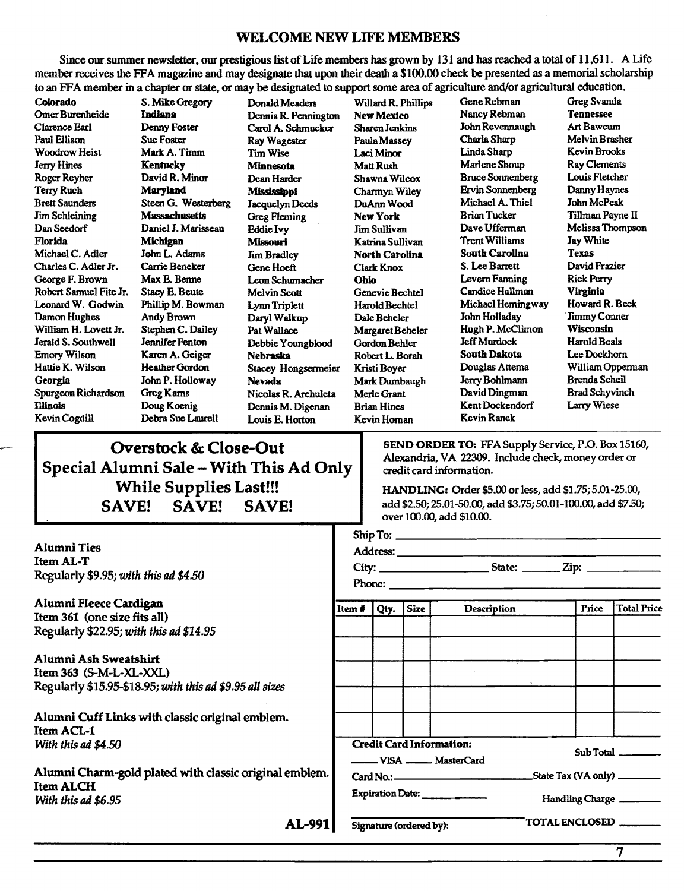## WELCOME NEW LIFE MEMBERS

Since our summer newsletter, our prestigious list of Life members has grown by 131 and has reached a total of 11,611. A Life member receives the FFA magazine and may designate that upon their death a $100.00 check be presented as a memorial scholarship to an FFA member in a chapter or state, or may be designated to support some area of agriculture and/or agricultural education.

**Colorado**
Omer Burenheide
Clarence Earl
Paul Ellison
Woodrow Heist
Jerry Hines
Roger Reyher
Terry Ruch
Brett Saunders
Jim Schleining
Dan Seedorf

**Florida**
Michael C. Adler
Charles C. Adler Jr.
George F. Brown
Robert Samuel Fite Jr.
Leonard W. Godwin
Damon Hughes
William H. Lovett Jr.
Jerald S. Southwell
Emory Wilson
Hattie K. Wilson

**Georgia**
Spurgeon Richardson

**Illinois**
Kevin Cogdill
S. Mike Gregory

**Indiana**
Denny Foster
Sue Foster
Mark A. Timm

**Kentucky**
David R. Minor

**Maryland**
Steen G. Westerberg

**Massachusetts**
Daniel J. Marisseau

**Michigan**
John L. Adams
Carrie Beneker
Max E. Benne
Stacy E. Beute
Phillip M. Bowman
Andy Brown
Stephen C. Dailey
Jennifer Fenton
Karen A. Geiger
Heather Gordon
John P. Holloway
Greg Karns
Doug Koenig
Debra Sue Laurell
Donald Meaders
Dennis R. Pennington
Carol A. Schmucker
Ray Wagester
Tim Wise

**Minnesota**
Dean Harder

**Mississippi**
Jacquelyn Deeds
Greg Fleming
Eddie Ivy

**Missouri**
Jim Bradley
Gene Hoeft
Leon Schumacher
Melvin Scott
Lynn Triplett
Daryl Walkup
Pat Wallace
Debbie Youngblood

**Nebraska**
Stacey Hongsermeier

**Nevada**
Nicolas R. Archuleta
Dennis M. Digenan
Louis E. Horton
Willard R. Phillips

**New Mexico**
Sharen Jenkins
Paula Massey
Laci Minor
Matt Rush
Shawna Wilcox
Charmyn Wiley
DuAnn Wood

**New York**
Jim Sullivan
Katrina Sullivan

**North Carolina**
Clark Knox

**Ohio**
Genevie Bechtel
Harold Bechtel
Dale Beheler
Margaret Beheler
Gordon Behler
Robert L. Borah
Kristi Boyer
Mark Dumbaugh
Merle Grant
Brian Hines
Kevin Homan
Gene Rebman
Nancy Rebman
John Revennaugh
Charla Sharp
Linda Sharp
Marlene Shoup
Bruce Sonnenberg
Ervin Sonnenberg
Michael A. Thiel
Brian Tucker
Dave Ufferman
Trent Williams

**South Carolina**
S. Lee Barrett
Levern Fanning
Candice Hallman
Michael Hemingway
John Holladay
Hugh P. McClimon
Jeff Murdock

**South Dakota**
Douglas Attema
Jerry Bohlmann
David Dingman
Kent Dockendorf
Kevin Ranek
Greg Svanda

**Tennessee**
Art Bawcum
Melvin Brasher
Kevin Brooks
Ray Clements
Louis Fletcher
Danny Haynes
John McPeak
Tillman Payne II
Melissa Thompson
Jay White

**Texas**
David Frazier
Rick Perry

**Virginia**
Howard R. Beck
Jimmy Conner

**Wisconsin**
Harold Beals
Lee Dockhorn
William Opperman
Brenda Scheil
Brad Schyvinch
Larry Wiese

## Overstock & Close-Out
## Special Alumni Sale – With This Ad Only
## While Supplies Last!!!
## SAVE! SAVE! SAVE!

**Alumni Ties**
**Item AL-T**
Regularly $9.95; *with this ad $4.50*

**Alumni Fleece Cardigan**
**Item 361** (one size fits all)
Regularly $22.95; *with this ad $14.95*

**Alumni Ash Sweatshirt**
**Item 363** (S-M-L-XL-XXL)
Regularly $15.95-$18.95; *with this ad $9.95 all sizes*

**Alumni Cuff Links with classic original emblem.**
**Item ACL-1**
*With this ad $4.50*

**Alumni Charm-gold plated with classic original emblem.**
**Item ALCH**
*With this ad $6.95*

**AL-991**

**SEND ORDER TO:** FFA Supply Service, P.O. Box 15160, Alexandria, VA 22309. Include check, money order or credit card information.

**HANDLING:** Order $5.00 or less, add $1.75; 5.01-25.00, add $2.50; 25.01-50.00, add $3.75; 50.01-100.00, add $7.50; over 100.00, add $10.00.

Ship To: ______________________
Address: ______________________
City: ______________ State: ______ Zip: ______
Phone: ______________________

| Item # | Qty. | Size | Description | Price | Total Price |
|---|---|---|---|---|---|
| | | | | | |
| | | | | | |
| | | | | | |
| | | | | | |
| | | | | | |

**Credit Card Information:**
_____ VISA _____ MasterCard
Card No.: ______________________
Expiration Date: __________
Signature (ordered by): ______________________

Sub Total ______
State Tax (VA only) ______
Handling Charge ______
TOTAL ENCLOSED ______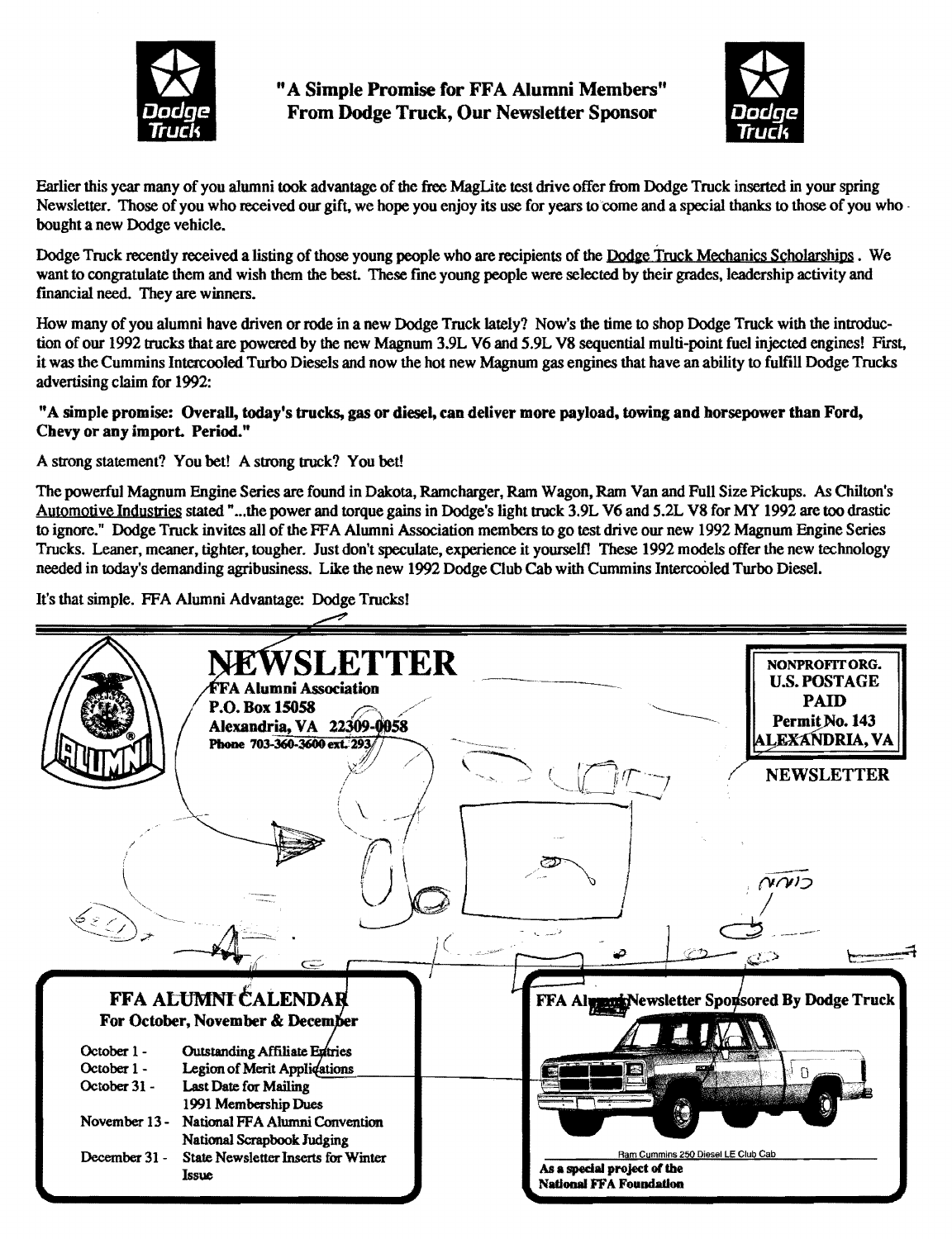## "A Simple Promise for FFA Alumni Members" From Dodge Truck, Our Newsletter Sponsor

Earlier this year many of you alumni took advantage of the free MagLite test drive offer from Dodge Truck inserted in your spring Newsletter. Those of you who received our gift, we hope you enjoy its use for years to come and a special thanks to those of you who bought a new Dodge vehicle.

Dodge Truck recently received a listing of those young people who are recipients of the Dodge Truck Mechanics Scholarships. We want to congratulate them and wish them the best. These fine young people were selected by their grades, leadership activity and financial need. They are winners.

How many of you alumni have driven or rode in a new Dodge Truck lately? Now's the time to shop Dodge Truck with the introduction of our 1992 trucks that are powered by the new Magnum 3.9L V6 and 5.9L V8 sequential multi-point fuel injected engines! First, it was the Cummins Intercooled Turbo Diesels and now the hot new Magnum gas engines that have an ability to fulfill Dodge Trucks advertising claim for 1992:

**"A simple promise: Overall, today's trucks, gas or diesel, can deliver more payload, towing and horsepower than Ford, Chevy or any import. Period."**

A strong statement? You bet! A strong truck? You bet!

The powerful Magnum Engine Series are found in Dakota, Ramcharger, Ram Wagon, Ram Van and Full Size Pickups. As Chilton's Automotive Industries stated "...the power and torque gains in Dodge's light truck 3.9L V6 and 5.2L V8 for MY 1992 are too drastic to ignore." Dodge Truck invites all of the FFA Alumni Association members to go test drive our new 1992 Magnum Engine Series Trucks. Leaner, meaner, tighter, tougher. Just don't speculate, experience it yourself! These 1992 models offer the new technology needed in today's demanding agribusiness. Like the new 1992 Dodge Club Cab with Cummins Intercooled Turbo Diesel.

It's that simple. FFA Alumni Advantage: Dodge Trucks!

---

# NEWSLETTER

**FFA Alumni Association**
**P.O. Box 15058**
**Alexandria, VA 22309-0058**
**Phone 703-360-3600 ext. 293**

NONPROFIT ORG.
U.S. POSTAGE
PAID
Permit No. 143
ALEXANDRIA, VA

NEWSLETTER

### FFA ALUMNI CALENDAR
**For October, November & December**

| | |
|---|---|
| October 1 - | Outstanding Affiliate Entries |
| October 1 - | Legion of Merit Applications |
| October 31 - | Last Date for Mailing 1991 Membership Dues |
| November 13 - | National FFA Alumni Convention National Scrapbook Judging |
| December 31 - | State Newsletter Inserts for Winter Issue |

**FFA Alumni Newsletter Sponsored By Dodge Truck**

Ram Cummins 250 Diesel LE Club Cab

**As a special project of the National FFA Foundation**